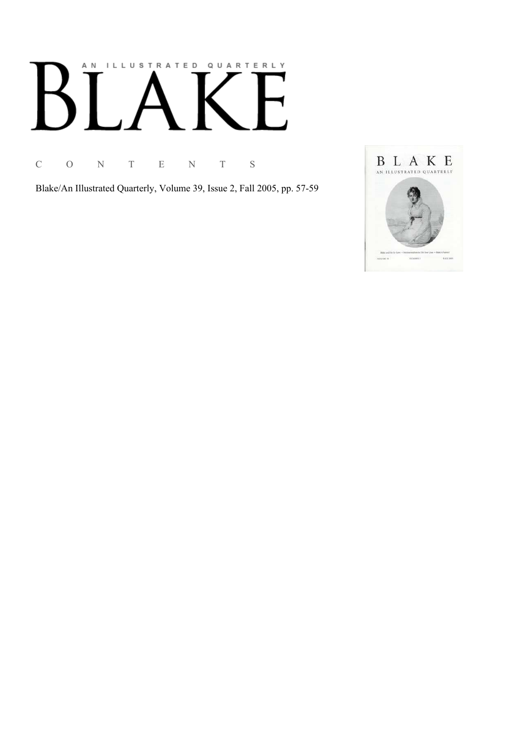# AN ILLUSTRATED QUARTERLY

# BLAKE

C O N T E N T S

Blake/An Illustrated Quarterly, Volume 39, Issue 2, Fall 2005, pp. 57-59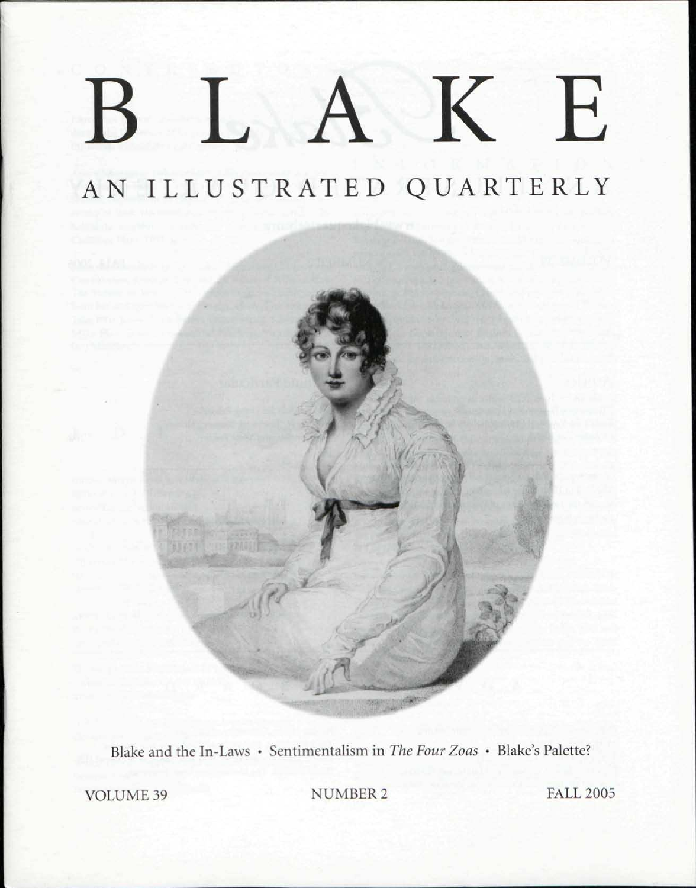# BLAKE

## AN ILLUSTRATED QUARTERLY

Blake and the In-Laws • Sentimentalism in *The Four Zoas* • Blake's Palette?

VOLUME 39 NUMBER 2 FALL 2005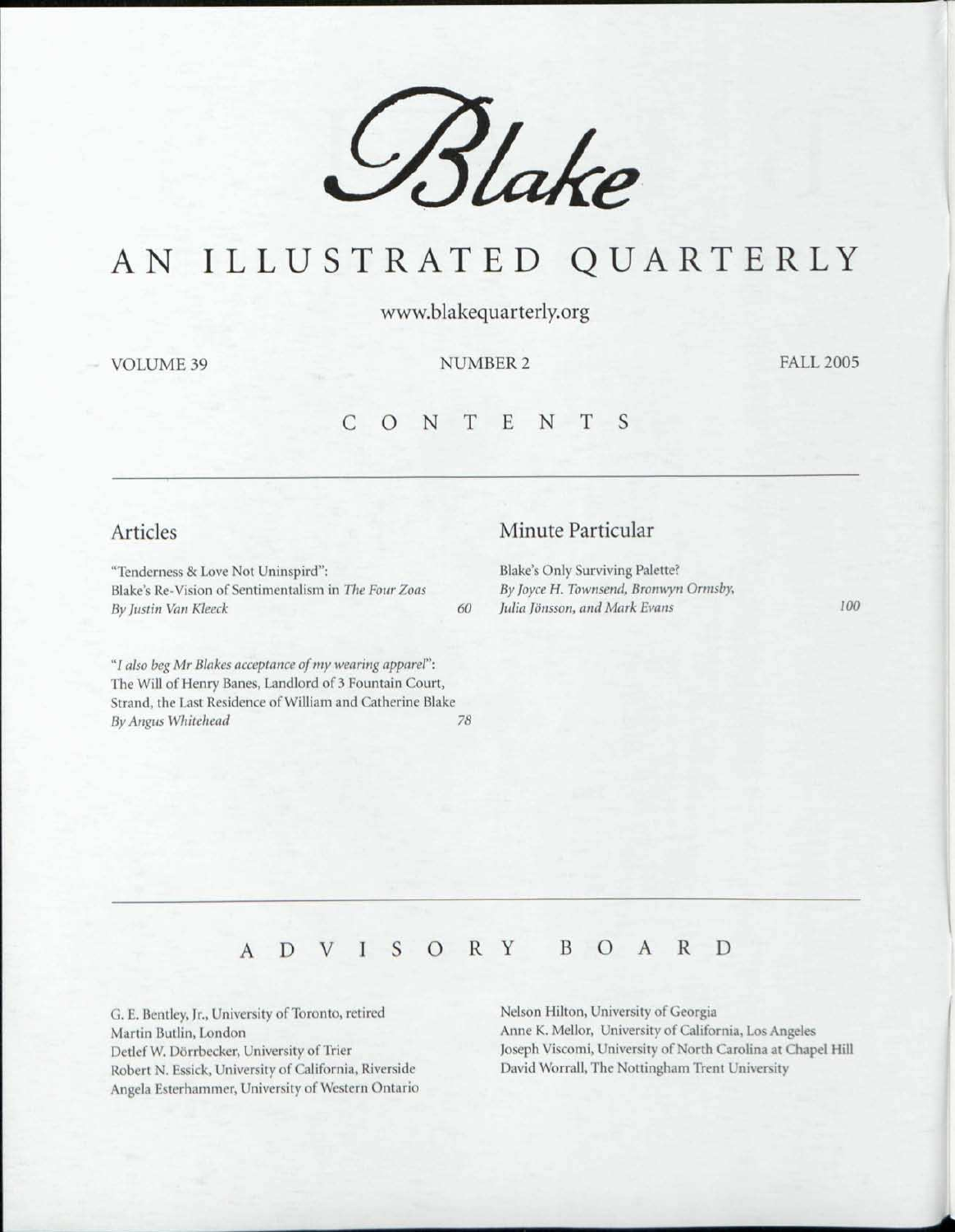# *Blake*

# AN ILLUSTRATED QUARTERLY

www.blakequarterly.org

VOLUME 39 NUMBER 2 FALL 2005

## CONTENTS

### Articles

"Tenderness & Love Not Uninspird": Blake's Re-Vision of Sentimentalism in *The Four Zoas*
*By Justin Van Kleeck* 60

"*I also beg Mr Blakes acceptance of my wearing apparel*": The Will of Henry Banes, Landlord of 3 Fountain Court, Strand, the Last Residence of William and Catherine Blake
*By Angus Whitehead* 78

### Minute Particular

Blake's Only Surviving Palette?
*By Joyce H. Townsend, Bronwyn Ormsby, Julia Jönsson, and Mark Evans* 100

## ADVISORY BOARD

G. E. Bentley, Jr., University of Toronto, retired
Martin Butlin, London
Detlef W. Dörrbecker, University of Trier
Robert N. Essick, University of California, Riverside
Angela Esterhammer, University of Western Ontario
Nelson Hilton, University of Georgia
Anne K. Mellor, University of California, Los Angeles
Joseph Viscomi, University of North Carolina at Chapel Hill
David Worrall, The Nottingham Trent University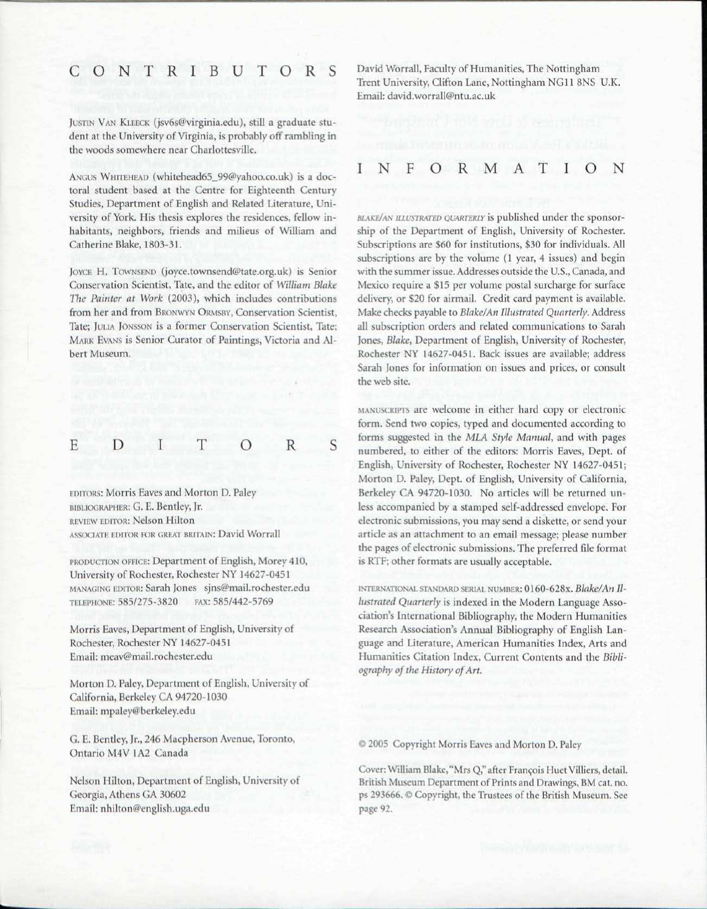## CONTRIBUTORS

Justin Van Kleeck (jsv6s@virginia.edu), still a graduate student at the University of Virginia, is probably off rambling in the woods somewhere near Charlottesville.

Angus Whitehead (whitehead65_99@yahoo.co.uk) is a doctoral student based at the Centre for Eighteenth Century Studies, Department of English and Related Literature, University of York. His thesis explores the residences, fellow inhabitants, neighbors, friends and milieus of William and Catherine Blake, 1803-31.

Joyce H. Townsend (joyce.townsend@tate.org.uk) is Senior Conservation Scientist, Tate, and the editor of *William Blake The Painter at Work* (2003), which includes contributions from her and from Bronwyn Ormsby, Conservation Scientist, Tate; Julia Jönsson is a former Conservation Scientist, Tate; Mark Evans is Senior Curator of Paintings, Victoria and Albert Museum.

## EDITORS

Editors: Morris Eaves and Morton D. Paley
Bibliographer: G. E. Bentley, Jr.
Review editor: Nelson Hilton
Associate editor for Great Britain: David Worrall

Production office: Department of English, Morey 410, University of Rochester, Rochester NY 14627-0451
Managing editor: Sarah Jones sjns@mail.rochester.edu
Telephone: 585/275-3820 Fax: 585/442-5769

Morris Eaves, Department of English, University of Rochester, Rochester NY 14627-0451
Email: meav@mail.rochester.edu

Morton D. Paley, Department of English, University of California, Berkeley CA 94720-1030
Email: mpaley@berkeley.edu

G. E. Bentley, Jr., 246 Macpherson Avenue, Toronto, Ontario M4V 1A2 Canada

Nelson Hilton, Department of English, University of Georgia, Athens GA 30602
Email: nhilton@english.uga.edu

David Worrall, Faculty of Humanities, The Nottingham Trent University, Clifton Lane, Nottingham NG11 8NS U.K.
Email: david.worrall@ntu.ac.uk

## INFORMATION

*Blake/An Illustrated Quarterly* is published under the sponsorship of the Department of English, University of Rochester. Subscriptions are $60 for institutions, $30 for individuals. All subscriptions are by the volume (1 year, 4 issues) and begin with the summer issue. Addresses outside the U.S., Canada, and Mexico require a $15 per volume postal surcharge for surface delivery, or $20 for airmail. Credit card payment is available. Make checks payable to *Blake/An Illustrated Quarterly*. Address all subscription orders and related communications to Sarah Jones, *Blake*, Department of English, University of Rochester, Rochester NY 14627-0451. Back issues are available; address Sarah Jones for information on issues and prices, or consult the web site.

Manuscripts are welcome in either hard copy or electronic form. Send two copies, typed and documented according to forms suggested in the *MLA Style Manual*, and with pages numbered, to either of the editors: Morris Eaves, Dept. of English, University of Rochester, Rochester NY 14627-0451; Morton D. Paley, Dept. of English, University of California, Berkeley CA 94720-1030. No articles will be returned unless accompanied by a stamped self-addressed envelope. For electronic submissions, you may send a diskette, or send your article as an attachment to an email message; please number the pages of electronic submissions. The preferred file format is RTF; other formats are usually acceptable.

International Standard Serial Number: 0160-628x. *Blake/An Illustrated Quarterly* is indexed in the Modern Language Association's International Bibliography, the Modern Humanities Research Association's Annual Bibliography of English Language and Literature, American Humanities Index, Arts and Humanities Citation Index, Current Contents and the *Bibliography of the History of Art.*

© 2005 Copyright Morris Eaves and Morton D. Paley

Cover: William Blake, "Mrs Q," after François Huet Villiers, detail. British Museum Department of Prints and Drawings, BM cat. no. ps 293666. © Copyright, the Trustees of the British Museum. See page 92.